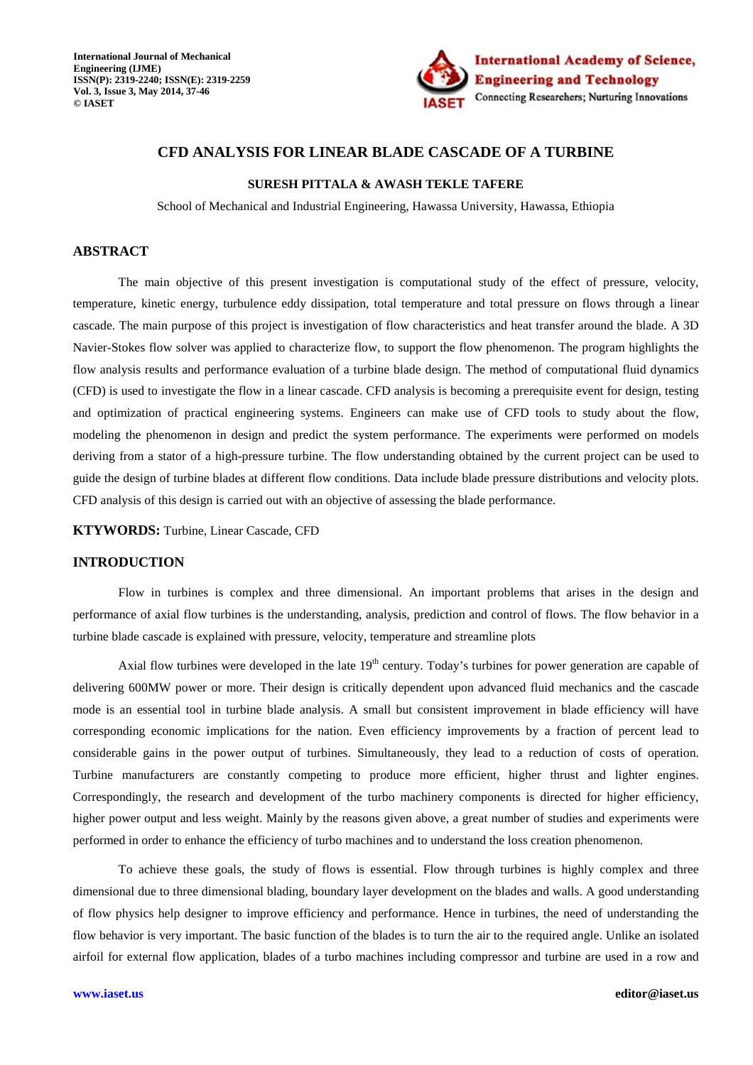# CFD ANALYSIS FOR LINEAR BLADE CASCADE OF A TURBINE

**SURESH PITTALA & AWASH TEKLE TAFERE**

School of Mechanical and Industrial Engineering, Hawassa University, Hawassa, Ethiopia

## ABSTRACT

The main objective of this present investigation is computational study of the effect of pressure, velocity, temperature, kinetic energy, turbulence eddy dissipation, total temperature and total pressure on flows through a linear cascade. The main purpose of this project is investigation of flow characteristics and heat transfer around the blade. A 3D Navier-Stokes flow solver was applied to characterize flow, to support the flow phenomenon. The program highlights the flow analysis results and performance evaluation of a turbine blade design. The method of computational fluid dynamics (CFD) is used to investigate the flow in a linear cascade. CFD analysis is becoming a prerequisite event for design, testing and optimization of practical engineering systems. Engineers can make use of CFD tools to study about the flow, modeling the phenomenon in design and predict the system performance. The experiments were performed on models deriving from a stator of a high-pressure turbine. The flow understanding obtained by the current project can be used to guide the design of turbine blades at different flow conditions. Data include blade pressure distributions and velocity plots. CFD analysis of this design is carried out with an objective of assessing the blade performance.

**KTYWORDS:** Turbine, Linear Cascade, CFD

## INTRODUCTION

Flow in turbines is complex and three dimensional. An important problems that arises in the design and performance of axial flow turbines is the understanding, analysis, prediction and control of flows. The flow behavior in a turbine blade cascade is explained with pressure, velocity, temperature and streamline plots

Axial flow turbines were developed in the late 19$^{th}$ century. Today's turbines for power generation are capable of delivering 600MW power or more. Their design is critically dependent upon advanced fluid mechanics and the cascade mode is an essential tool in turbine blade analysis. A small but consistent improvement in blade efficiency will have corresponding economic implications for the nation. Even efficiency improvements by a fraction of percent lead to considerable gains in the power output of turbines. Simultaneously, they lead to a reduction of costs of operation. Turbine manufacturers are constantly competing to produce more efficient, higher thrust and lighter engines. Correspondingly, the research and development of the turbo machinery components is directed for higher efficiency, higher power output and less weight. Mainly by the reasons given above, a great number of studies and experiments were performed in order to enhance the efficiency of turbo machines and to understand the loss creation phenomenon.

To achieve these goals, the study of flows is essential. Flow through turbines is highly complex and three dimensional due to three dimensional blading, boundary layer development on the blades and walls. A good understanding of flow physics help designer to improve efficiency and performance. Hence in turbines, the need of understanding the flow behavior is very important. The basic function of the blades is to turn the air to the required angle. Unlike an isolated airfoil for external flow application, blades of a turbo machines including compressor and turbine are used in a row and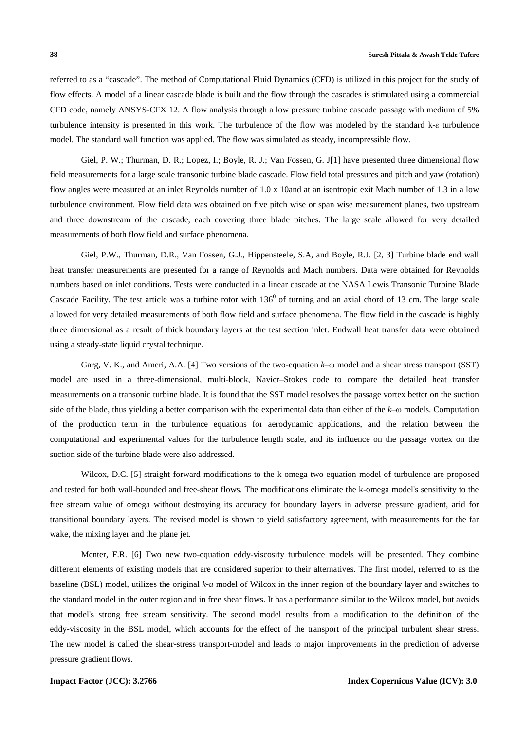referred to as a "cascade". The method of Computational Fluid Dynamics (CFD) is utilized in this project for the study of flow effects. A model of a linear cascade blade is built and the flow through the cascades is stimulated using a commercial CFD code, namely ANSYS-CFX 12. A flow analysis through a low pressure turbine cascade passage with medium of 5% turbulence intensity is presented in this work. The turbulence of the flow was modeled by the standard k-ε turbulence model. The standard wall function was applied. The flow was simulated as steady, incompressible flow.

Giel, P. W.; Thurman, D. R.; Lopez, I.; Boyle, R. J.; Van Fossen, G. J[1] have presented three dimensional flow field measurements for a large scale transonic turbine blade cascade. Flow field total pressures and pitch and yaw (rotation) flow angles were measured at an inlet Reynolds number of 1.0 x 10and at an isentropic exit Mach number of 1.3 in a low turbulence environment. Flow field data was obtained on five pitch wise or span wise measurement planes, two upstream and three downstream of the cascade, each covering three blade pitches. The large scale allowed for very detailed measurements of both flow field and surface phenomena.

Giel, P.W., Thurman, D.R., Van Fossen, G.J., Hippensteele, S.A, and Boyle, R.J. [2, 3] Turbine blade end wall heat transfer measurements are presented for a range of Reynolds and Mach numbers. Data were obtained for Reynolds numbers based on inlet conditions. Tests were conducted in a linear cascade at the NASA Lewis Transonic Turbine Blade Cascade Facility. The test article was a turbine rotor with $136^0$ of turning and an axial chord of 13 cm. The large scale allowed for very detailed measurements of both flow field and surface phenomena. The flow field in the cascade is highly three dimensional as a result of thick boundary layers at the test section inlet. Endwall heat transfer data were obtained using a steady-state liquid crystal technique.

Garg, V. K., and Ameri, A.A. [4] Two versions of the two-equation *k*–ω model and a shear stress transport (SST) model are used in a three-dimensional, multi-block, Navier–Stokes code to compare the detailed heat transfer measurements on a transonic turbine blade. It is found that the SST model resolves the passage vortex better on the suction side of the blade, thus yielding a better comparison with the experimental data than either of the *k*–ω models. Computation of the production term in the turbulence equations for aerodynamic applications, and the relation between the computational and experimental values for the turbulence length scale, and its influence on the passage vortex on the suction side of the turbine blade were also addressed.

Wilcox, D.C. [5] straight forward modifications to the k-omega two-equation model of turbulence are proposed and tested for both wall-bounded and free-shear flows. The modifications eliminate the k-omega model's sensitivity to the free stream value of omega without destroying its accuracy for boundary layers in adverse pressure gradient, arid for transitional boundary layers. The revised model is shown to yield satisfactory agreement, with measurements for the far wake, the mixing layer and the plane jet.

Menter, F.R. [6] Two new two-equation eddy-viscosity turbulence models will be presented. They combine different elements of existing models that are considered superior to their alternatives. The first model, referred to as the baseline (BSL) model, utilizes the original *k-u* model of Wilcox in the inner region of the boundary layer and switches to the standard model in the outer region and in free shear flows. It has a performance similar to the Wilcox model, but avoids that model's strong free stream sensitivity. The second model results from a modification to the definition of the eddy-viscosity in the BSL model, which accounts for the effect of the transport of the principal turbulent shear stress. The new model is called the shear-stress transport-model and leads to major improvements in the prediction of adverse pressure gradient flows.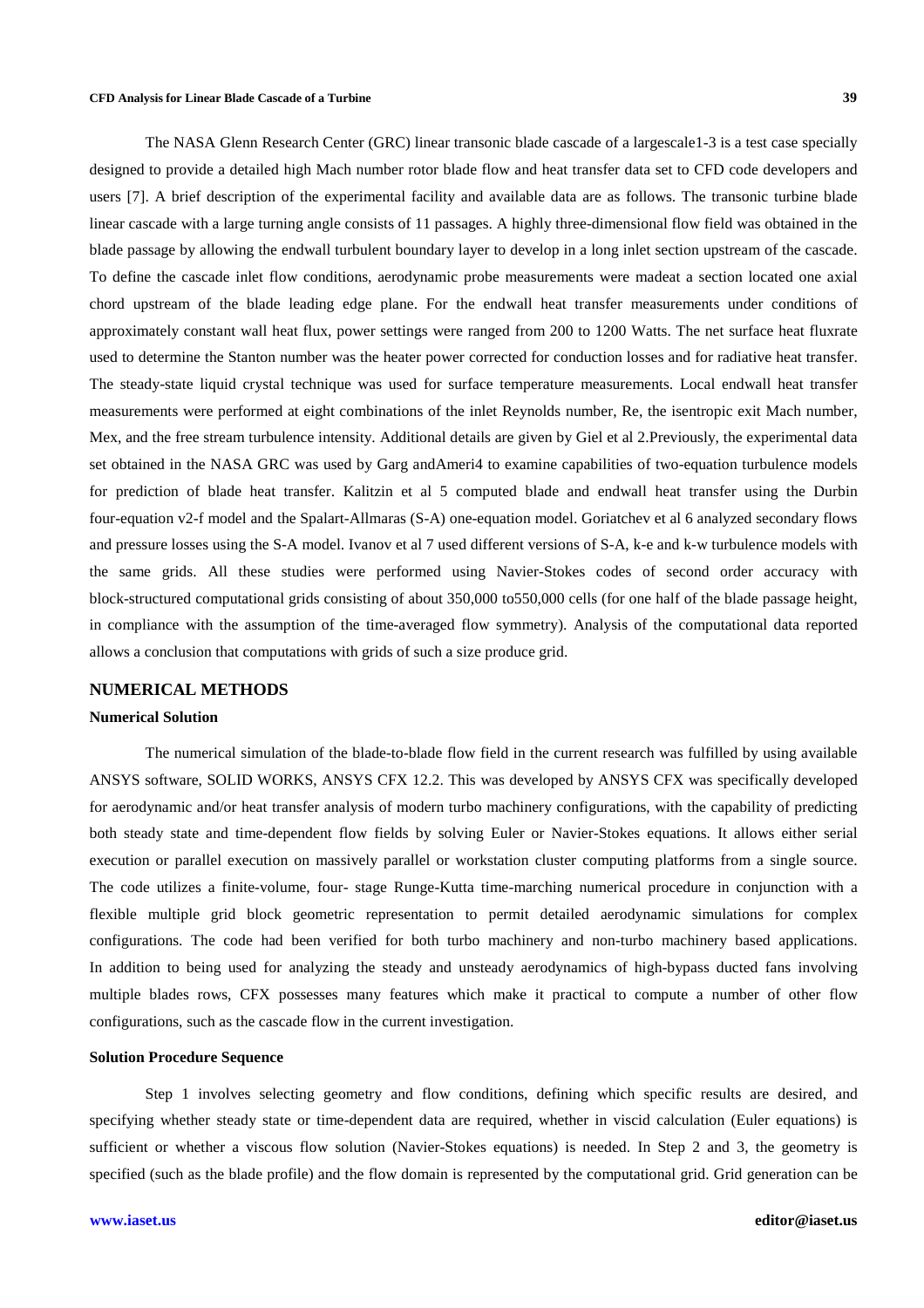The NASA Glenn Research Center (GRC) linear transonic blade cascade of a largescale1-3 is a test case specially designed to provide a detailed high Mach number rotor blade flow and heat transfer data set to CFD code developers and users [7]. A brief description of the experimental facility and available data are as follows. The transonic turbine blade linear cascade with a large turning angle consists of 11 passages. A highly three-dimensional flow field was obtained in the blade passage by allowing the endwall turbulent boundary layer to develop in a long inlet section upstream of the cascade. To define the cascade inlet flow conditions, aerodynamic probe measurements were madeat a section located one axial chord upstream of the blade leading edge plane. For the endwall heat transfer measurements under conditions of approximately constant wall heat flux, power settings were ranged from 200 to 1200 Watts. The net surface heat fluxrate used to determine the Stanton number was the heater power corrected for conduction losses and for radiative heat transfer. The steady-state liquid crystal technique was used for surface temperature measurements. Local endwall heat transfer measurements were performed at eight combinations of the inlet Reynolds number, Re, the isentropic exit Mach number, Mex, and the free stream turbulence intensity. Additional details are given by Giel et al 2.Previously, the experimental data set obtained in the NASA GRC was used by Garg andAmeri4 to examine capabilities of two-equation turbulence models for prediction of blade heat transfer. Kalitzin et al 5 computed blade and endwall heat transfer using the Durbin four-equation v2-f model and the Spalart-Allmaras (S-A) one-equation model. Goriatchev et al 6 analyzed secondary flows and pressure losses using the S-A model. Ivanov et al 7 used different versions of S-A, k-e and k-w turbulence models with the same grids. All these studies were performed using Navier-Stokes codes of second order accuracy with block-structured computational grids consisting of about 350,000 to550,000 cells (for one half of the blade passage height, in compliance with the assumption of the time-averaged flow symmetry). Analysis of the computational data reported allows a conclusion that computations with grids of such a size produce grid.

## NUMERICAL METHODS

### Numerical Solution

The numerical simulation of the blade-to-blade flow field in the current research was fulfilled by using available ANSYS software, SOLID WORKS, ANSYS CFX 12.2. This was developed by ANSYS CFX was specifically developed for aerodynamic and/or heat transfer analysis of modern turbo machinery configurations, with the capability of predicting both steady state and time-dependent flow fields by solving Euler or Navier-Stokes equations. It allows either serial execution or parallel execution on massively parallel or workstation cluster computing platforms from a single source. The code utilizes a finite-volume, four- stage Runge-Kutta time-marching numerical procedure in conjunction with a flexible multiple grid block geometric representation to permit detailed aerodynamic simulations for complex configurations. The code had been verified for both turbo machinery and non-turbo machinery based applications. In addition to being used for analyzing the steady and unsteady aerodynamics of high-bypass ducted fans involving multiple blades rows, CFX possesses many features which make it practical to compute a number of other flow configurations, such as the cascade flow in the current investigation.

### Solution Procedure Sequence

Step 1 involves selecting geometry and flow conditions, defining which specific results are desired, and specifying whether steady state or time-dependent data are required, whether in viscid calculation (Euler equations) is sufficient or whether a viscous flow solution (Navier-Stokes equations) is needed. In Step 2 and 3, the geometry is specified (such as the blade profile) and the flow domain is represented by the computational grid. Grid generation can be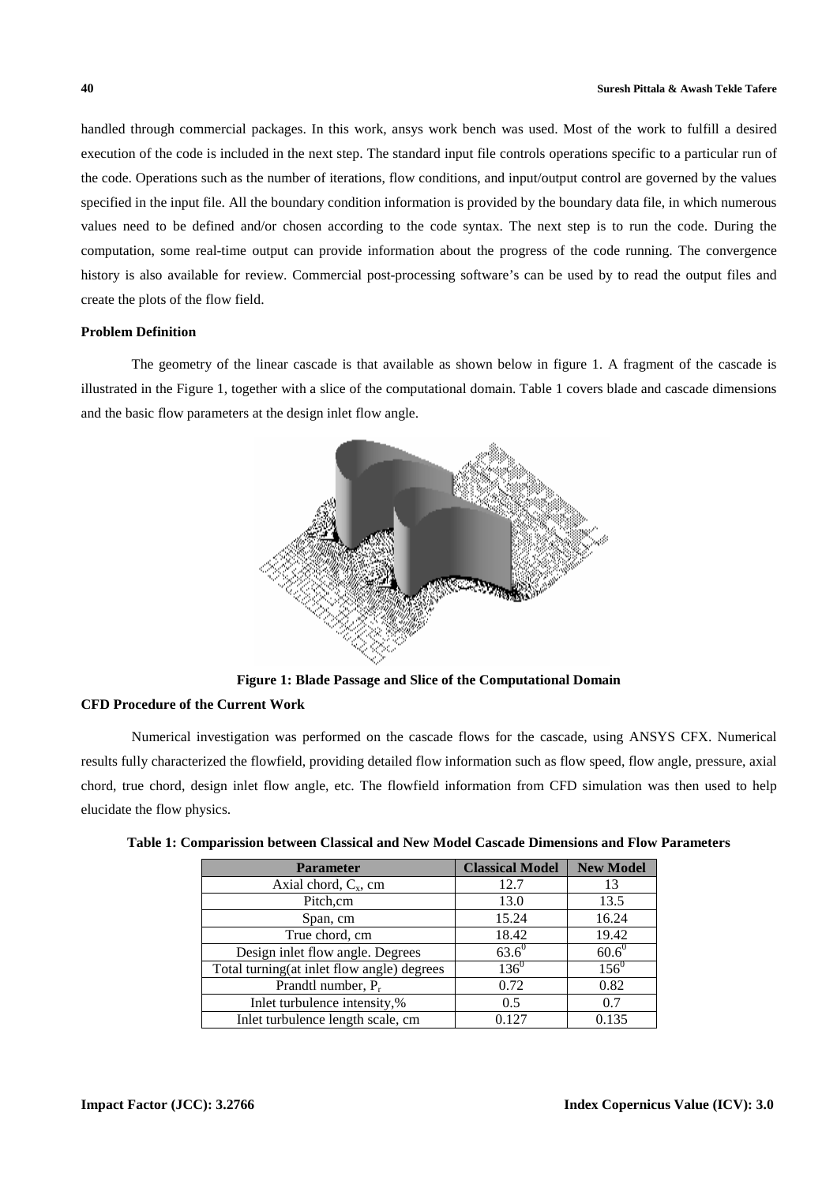handled through commercial packages. In this work, ansys work bench was used. Most of the work to fulfill a desired execution of the code is included in the next step. The standard input file controls operations specific to a particular run of the code. Operations such as the number of iterations, flow conditions, and input/output control are governed by the values specified in the input file. All the boundary condition information is provided by the boundary data file, in which numerous values need to be defined and/or chosen according to the code syntax. The next step is to run the code. During the computation, some real-time output can provide information about the progress of the code running. The convergence history is also available for review. Commercial post-processing software's can be used by to read the output files and create the plots of the flow field.

**Problem Definition**

The geometry of the linear cascade is that available as shown below in figure 1. A fragment of the cascade is illustrated in the Figure 1, together with a slice of the computational domain. Table 1 covers blade and cascade dimensions and the basic flow parameters at the design inlet flow angle.

**Figure 1: Blade Passage and Slice of the Computational Domain**

**CFD Procedure of the Current Work**

Numerical investigation was performed on the cascade flows for the cascade, using ANSYS CFX. Numerical results fully characterized the flowfield, providing detailed flow information such as flow speed, flow angle, pressure, axial chord, true chord, design inlet flow angle, etc. The flowfield information from CFD simulation was then used to help elucidate the flow physics.

**Table 1: Comparission between Classical and New Model Cascade Dimensions and Flow Parameters**

| Parameter | Classical Model | New Model |
|---|---|---|
| Axial chord, $C_x$, cm | 12.7 | 13 |
| Pitch,cm | 13.0 | 13.5 |
| Span, cm | 15.24 | 16.24 |
| True chord, cm | 18.42 | 19.42 |
| Design inlet flow angle. Degrees | $63.6^0$ | $60.6^0$ |
| Total turning(at inlet flow angle) degrees | $136^0$ | $156^0$ |
| Prandtl number, $P_r$ | 0.72 | 0.82 |
| Inlet turbulence intensity,% | 0.5 | 0.7 |
| Inlet turbulence length scale, cm | 0.127 | 0.135 |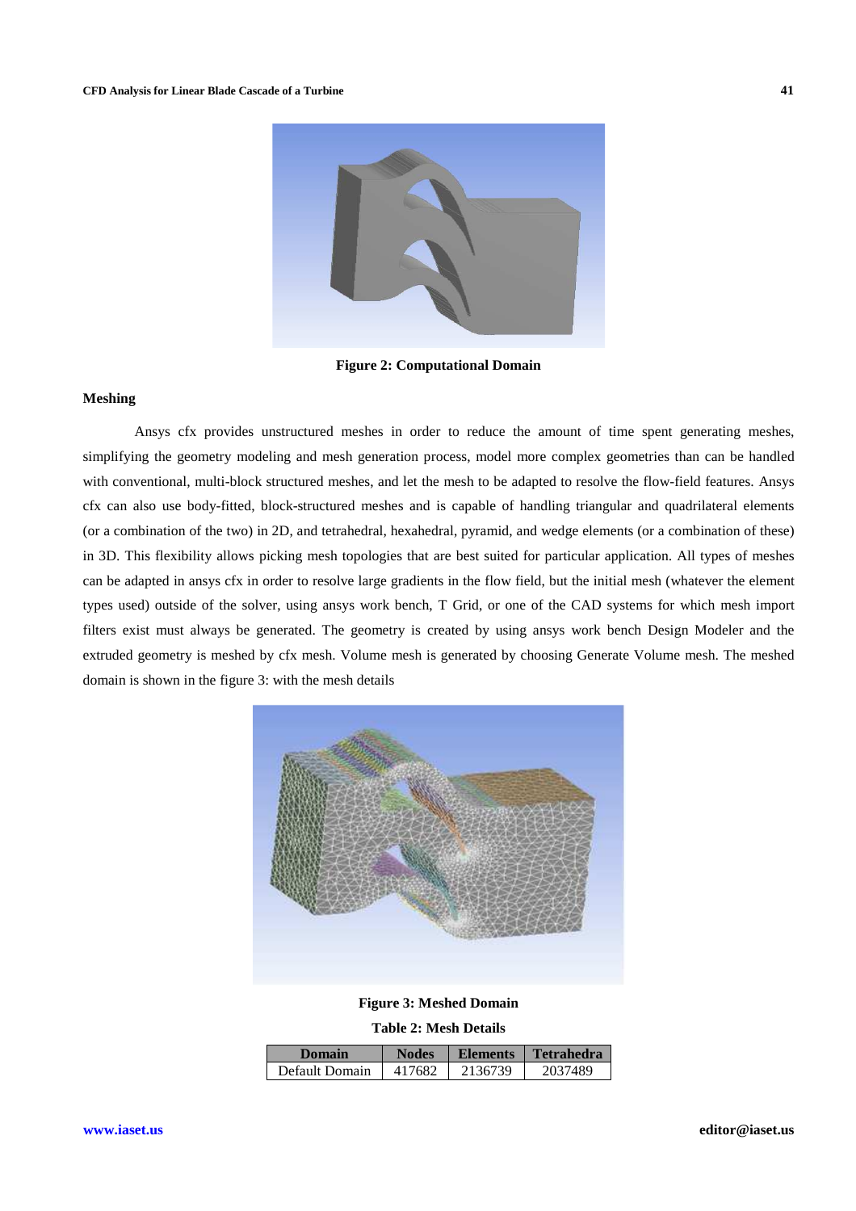Figure 2: Computational Domain

**Meshing**

Ansys cfx provides unstructured meshes in order to reduce the amount of time spent generating meshes, simplifying the geometry modeling and mesh generation process, model more complex geometries than can be handled with conventional, multi-block structured meshes, and let the mesh to be adapted to resolve the flow-field features. Ansys cfx can also use body-fitted, block-structured meshes and is capable of handling triangular and quadrilateral elements (or a combination of the two) in 2D, and tetrahedral, hexahedral, pyramid, and wedge elements (or a combination of these) in 3D. This flexibility allows picking mesh topologies that are best suited for particular application. All types of meshes can be adapted in ansys cfx in order to resolve large gradients in the flow field, but the initial mesh (whatever the element types used) outside of the solver, using ansys work bench, T Grid, or one of the CAD systems for which mesh import filters exist must always be generated. The geometry is created by using ansys work bench Design Modeler and the extruded geometry is meshed by cfx mesh. Volume mesh is generated by choosing Generate Volume mesh. The meshed domain is shown in the figure 3: with the mesh details

Figure 3: Meshed Domain

**Table 2: Mesh Details**

| Domain | Nodes | Elements | Tetrahedra |
|---|---|---|---|
| Default Domain | 417682 | 2136739 | 2037489 |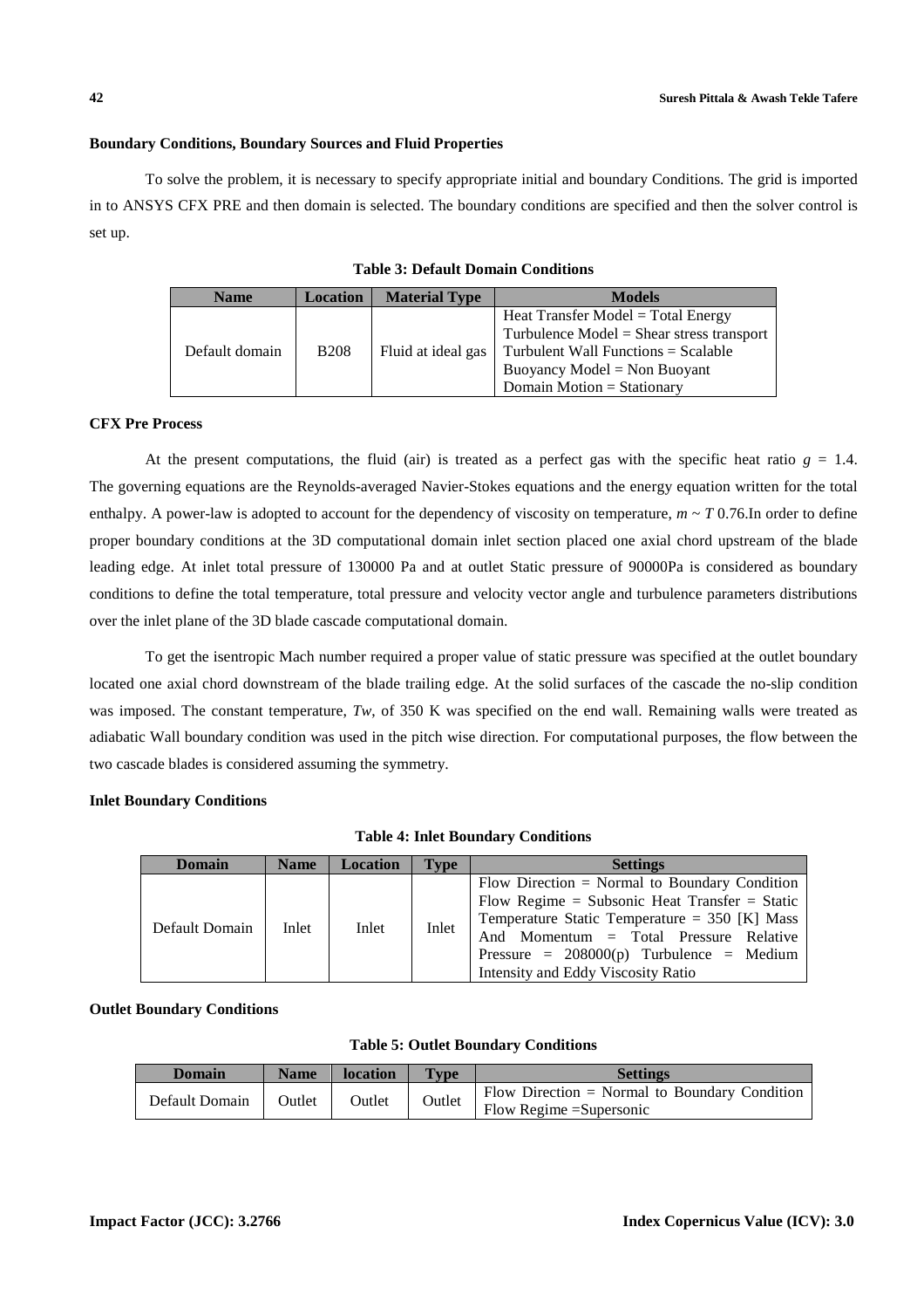**Boundary Conditions, Boundary Sources and Fluid Properties**

To solve the problem, it is necessary to specify appropriate initial and boundary Conditions. The grid is imported in to ANSYS CFX PRE and then domain is selected. The boundary conditions are specified and then the solver control is set up.

**Table 3: Default Domain Conditions**

| Name | Location | Material Type | Models |
|---|---|---|---|
| Default domain | B208 | Fluid at ideal gas | Heat Transfer Model = Total Energy<br>Turbulence Model = Shear stress transport<br>Turbulent Wall Functions = Scalable<br>Buoyancy Model = Non Buoyant<br>Domain Motion = Stationary |

**CFX Pre Process**

At the present computations, the fluid (air) is treated as a perfect gas with the specific heat ratio $g$ = 1.4. The governing equations are the Reynolds-averaged Navier-Stokes equations and the energy equation written for the total enthalpy. A power-law is adopted to account for the dependency of viscosity on temperature, $m \sim T$ 0.76.In order to define proper boundary conditions at the 3D computational domain inlet section placed one axial chord upstream of the blade leading edge. At inlet total pressure of 130000 Pa and at outlet Static pressure of 90000Pa is considered as boundary conditions to define the total temperature, total pressure and velocity vector angle and turbulence parameters distributions over the inlet plane of the 3D blade cascade computational domain.

To get the isentropic Mach number required a proper value of static pressure was specified at the outlet boundary located one axial chord downstream of the blade trailing edge. At the solid surfaces of the cascade the no-slip condition was imposed. The constant temperature, $Tw$, of 350 K was specified on the end wall. Remaining walls were treated as adiabatic Wall boundary condition was used in the pitch wise direction. For computational purposes, the flow between the two cascade blades is considered assuming the symmetry.

**Inlet Boundary Conditions**

**Table 4: Inlet Boundary Conditions**

| Domain | Name | Location | Type | Settings |
|---|---|---|---|---|
| Default Domain | Inlet | Inlet | Inlet | Flow Direction = Normal to Boundary Condition Flow Regime = Subsonic Heat Transfer = Static Temperature Static Temperature = 350 [K] Mass And Momentum = Total Pressure Relative Pressure = 208000(p) Turbulence = Medium Intensity and Eddy Viscosity Ratio |

**Outlet Boundary Conditions**

**Table 5: Outlet Boundary Conditions**

| Domain | Name | location | Type | Settings |
|---|---|---|---|---|
| Default Domain | Outlet | Outlet | Outlet | Flow Direction = Normal to Boundary Condition Flow Regime =Supersonic |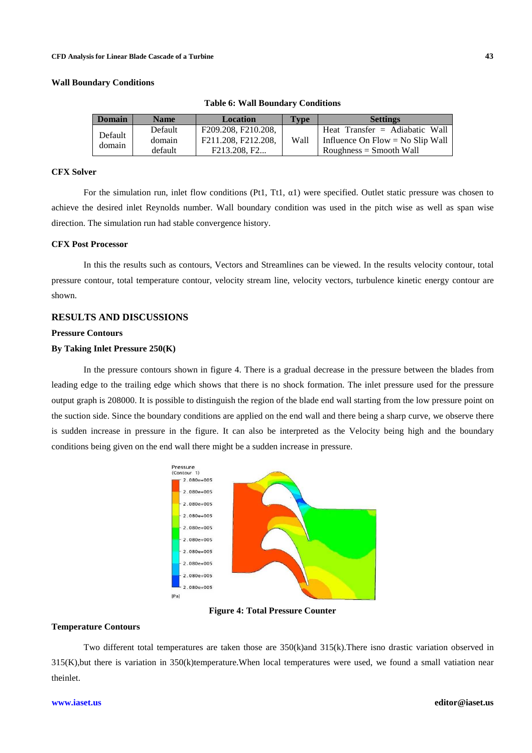### Wall Boundary Conditions

**Table 6: Wall Boundary Conditions**

| Domain | Name | Location | Type | Settings |
|---|---|---|---|---|
| Default domain | Default domain default | F209.208, F210.208, F211.208, F212.208, F213.208, F2... | Wall | Heat Transfer = Adiabatic Wall Influence On Flow = No Slip Wall Roughness = Smooth Wall |

### CFX Solver

For the simulation run, inlet flow conditions (Pt1, Tt1, α1) were specified. Outlet static pressure was chosen to achieve the desired inlet Reynolds number. Wall boundary condition was used in the pitch wise as well as span wise direction. The simulation run had stable convergence history.

### CFX Post Processor

In this the results such as contours, Vectors and Streamlines can be viewed. In the results velocity contour, total pressure contour, total temperature contour, velocity stream line, velocity vectors, turbulence kinetic energy contour are shown.

## RESULTS AND DISCUSSIONS

### Pressure Contours

#### By Taking Inlet Pressure 250(K)

In the pressure contours shown in figure 4. There is a gradual decrease in the pressure between the blades from leading edge to the trailing edge which shows that there is no shock formation. The inlet pressure used for the pressure output graph is 208000. It is possible to distinguish the region of the blade end wall starting from the low pressure point on the suction side. Since the boundary conditions are applied on the end wall and there being a sharp curve, we observe there is sudden increase in pressure in the figure. It can also be interpreted as the Velocity being high and the boundary conditions being given on the end wall there might be a sudden increase in pressure.

**Figure 4: Total Pressure Counter**

### Temperature Contours

Two different total temperatures are taken those are 350(k)and 315(k).There isno drastic variation observed in 315(K),but there is variation in 350(k)temperature.When local temperatures were used, we found a small vatiation near theinlet.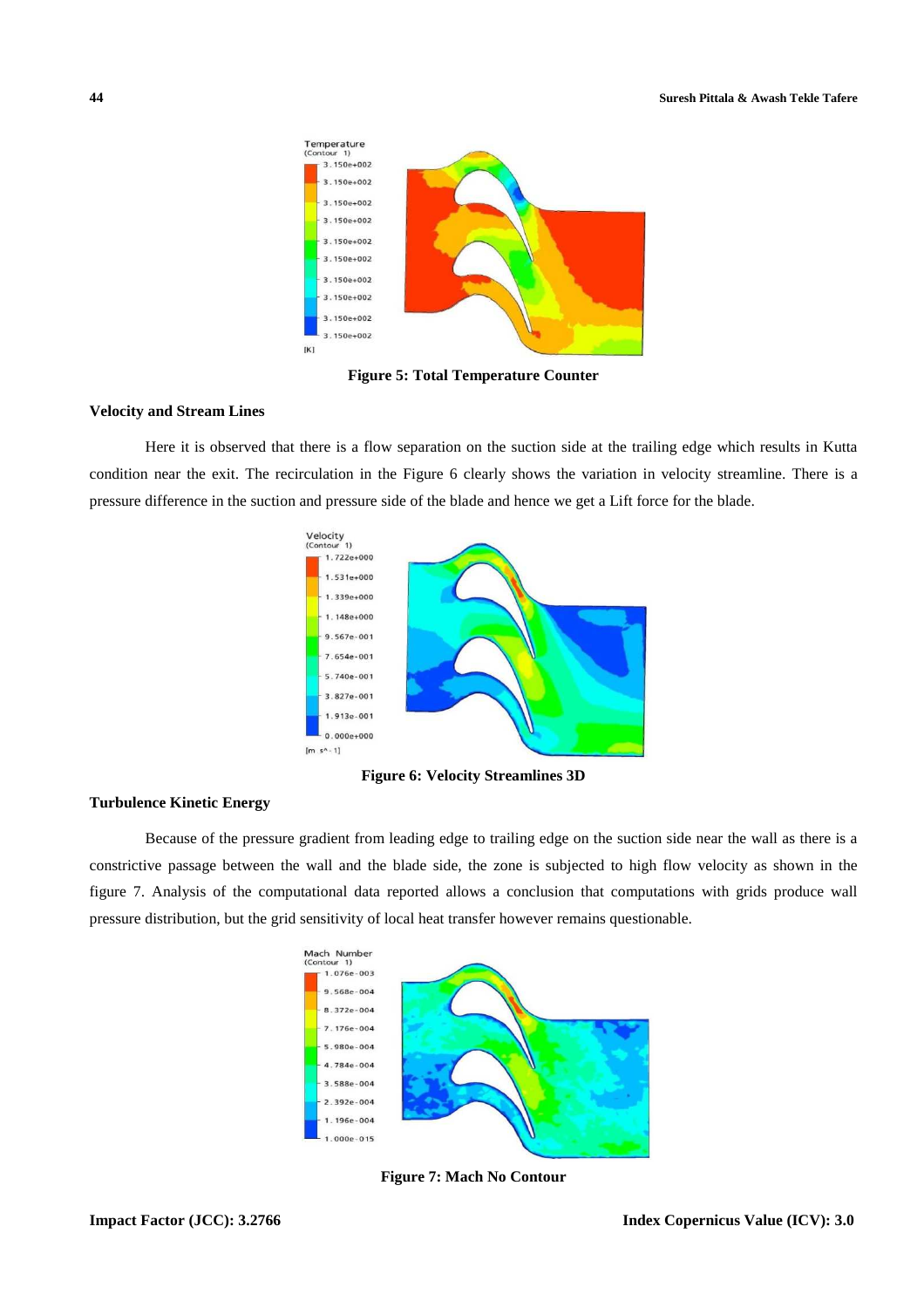Figure 5: Total Temperature Counter

### Velocity and Stream Lines

Here it is observed that there is a flow separation on the suction side at the trailing edge which results in Kutta condition near the exit. The recirculation in the Figure 6 clearly shows the variation in velocity streamline. There is a pressure difference in the suction and pressure side of the blade and hence we get a Lift force for the blade.

Figure 6: Velocity Streamlines 3D

### Turbulence Kinetic Energy

Because of the pressure gradient from leading edge to trailing edge on the suction side near the wall as there is a constrictive passage between the wall and the blade side, the zone is subjected to high flow velocity as shown in the figure 7. Analysis of the computational data reported allows a conclusion that computations with grids produce wall pressure distribution, but the grid sensitivity of local heat transfer however remains questionable.

Figure 7: Mach No Contour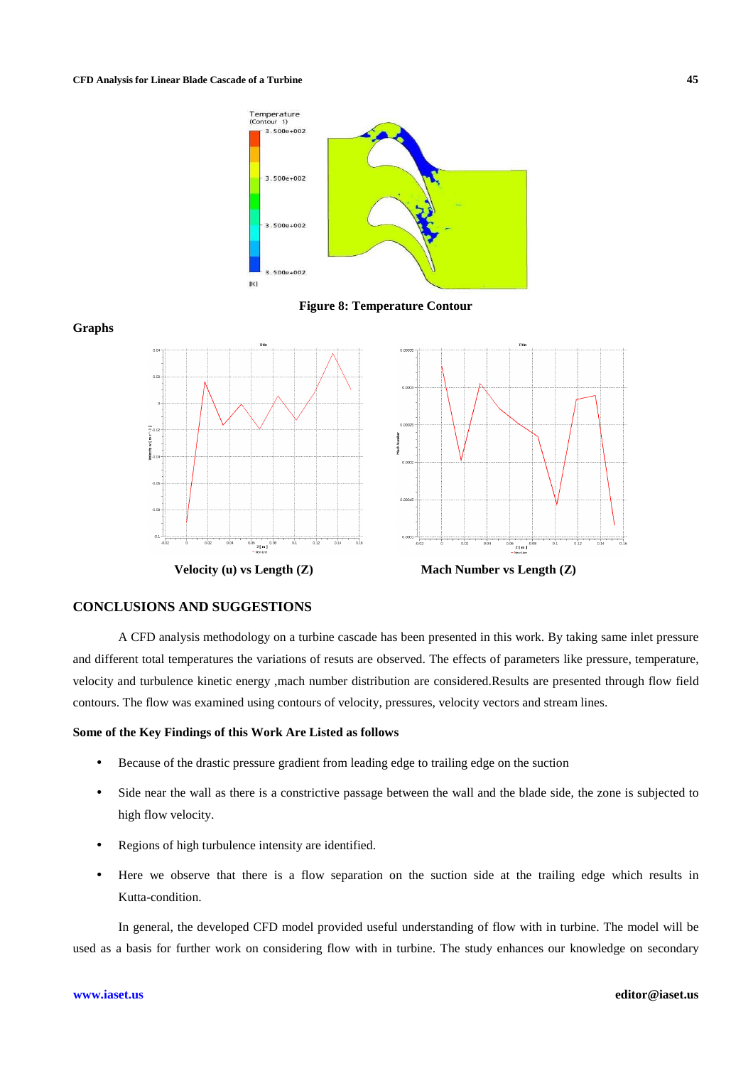Figure 8: Temperature Contour

**Graphs**

Velocity (u) vs Length (Z)

Mach Number vs Length (Z)

## CONCLUSIONS AND SUGGESTIONS

A CFD analysis methodology on a turbine cascade has been presented in this work. By taking same inlet pressure and different total temperatures the variations of resuts are observed. The effects of parameters like pressure, temperature, velocity and turbulence kinetic energy ,mach number distribution are considered.Results are presented through flow field contours. The flow was examined using contours of velocity, pressures, velocity vectors and stream lines.

### Some of the Key Findings of this Work Are Listed as follows

- Because of the drastic pressure gradient from leading edge to trailing edge on the suction
- Side near the wall as there is a constrictive passage between the wall and the blade side, the zone is subjected to high flow velocity.
- Regions of high turbulence intensity are identified.
- Here we observe that there is a flow separation on the suction side at the trailing edge which results in Kutta-condition.

In general, the developed CFD model provided useful understanding of flow with in turbine. The model will be used as a basis for further work on considering flow with in turbine. The study enhances our knowledge on secondary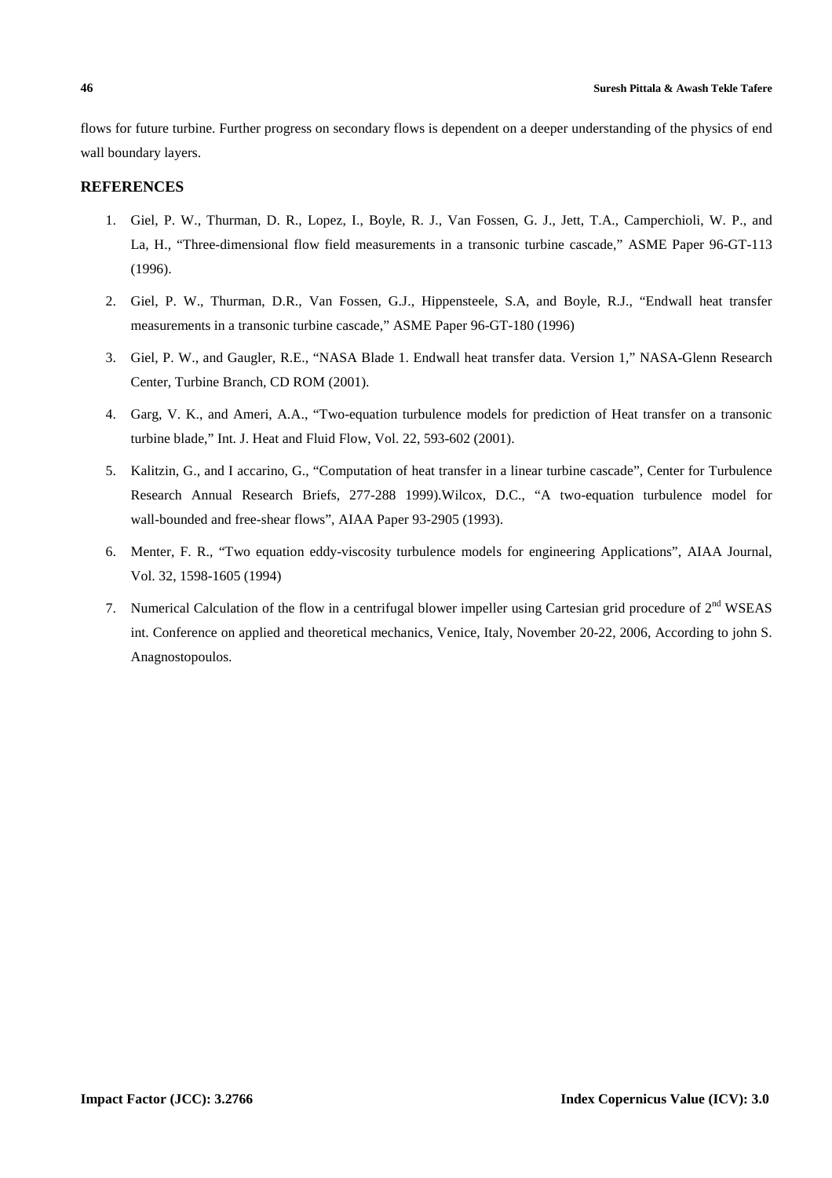flows for future turbine. Further progress on secondary flows is dependent on a deeper understanding of the physics of end wall boundary layers.

## REFERENCES

1. Giel, P. W., Thurman, D. R., Lopez, I., Boyle, R. J., Van Fossen, G. J., Jett, T.A., Camperchioli, W. P., and La, H., "Three-dimensional flow field measurements in a transonic turbine cascade," ASME Paper 96-GT-113 (1996).
2. Giel, P. W., Thurman, D.R., Van Fossen, G.J., Hippensteele, S.A, and Boyle, R.J., "Endwall heat transfer measurements in a transonic turbine cascade," ASME Paper 96-GT-180 (1996)
3. Giel, P. W., and Gaugler, R.E., "NASA Blade 1. Endwall heat transfer data. Version 1," NASA-Glenn Research Center, Turbine Branch, CD ROM (2001).
4. Garg, V. K., and Ameri, A.A., "Two-equation turbulence models for prediction of Heat transfer on a transonic turbine blade," Int. J. Heat and Fluid Flow, Vol. 22, 593-602 (2001).
5. Kalitzin, G., and I accarino, G., "Computation of heat transfer in a linear turbine cascade", Center for Turbulence Research Annual Research Briefs, 277-288 1999).Wilcox, D.C., "A two-equation turbulence model for wall-bounded and free-shear flows", AIAA Paper 93-2905 (1993).
6. Menter, F. R., "Two equation eddy-viscosity turbulence models for engineering Applications", AIAA Journal, Vol. 32, 1598-1605 (1994)
7. Numerical Calculation of the flow in a centrifugal blower impeller using Cartesian grid procedure of 2nd WSEAS int. Conference on applied and theoretical mechanics, Venice, Italy, November 20-22, 2006, According to john S. Anagnostopoulos.